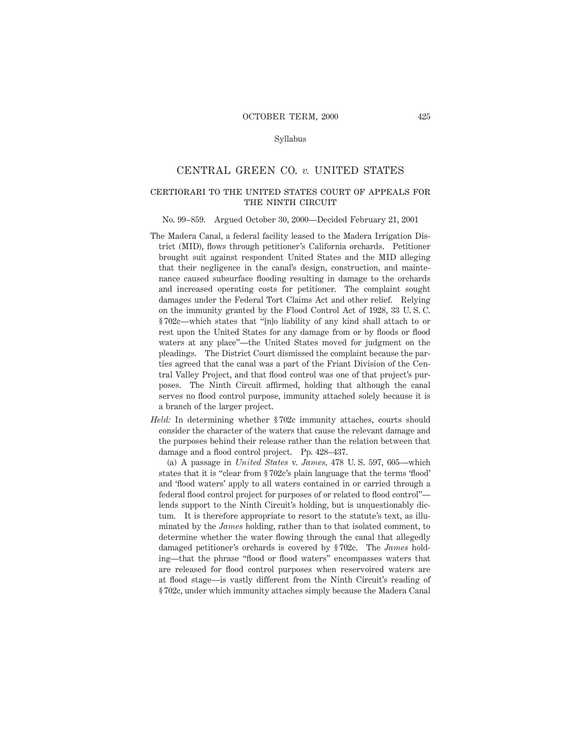# CENTRAL GREEN CO. *v.* UNITED STATES

## CERTIORARI TO THE UNITED STATES COURT OF APPEALS FOR THE NINTH CIRCUIT

No. 99–859. Argued October 30, 2000—Decided February 21, 2001

The Madera Canal, a federal facility leased to the Madera Irrigation District (MID), flows through petitioner's California orchards. Petitioner brought suit against respondent United States and the MID alleging that their negligence in the canal's design, construction, and maintenance caused subsurface flooding resulting in damage to the orchards and increased operating costs for petitioner. The complaint sought damages under the Federal Tort Claims Act and other relief. Relying on the immunity granted by the Flood Control Act of 1928, 33 U. S. C. § 702c—which states that "[n]o liability of any kind shall attach to or rest upon the United States for any damage from or by floods or flood waters at any place"—the United States moved for judgment on the pleadings. The District Court dismissed the complaint because the parties agreed that the canal was a part of the Friant Division of the Central Valley Project, and that flood control was one of that project's purposes. The Ninth Circuit affirmed, holding that although the canal serves no flood control purpose, immunity attached solely because it is a branch of the larger project.

*Held:* In determining whether § 702c immunity attaches, courts should consider the character of the waters that cause the relevant damage and the purposes behind their release rather than the relation between that damage and a flood control project. Pp. 428–437.

(a) A passage in *United States* v. *James*, 478 U. S. 597, 605—which states that it is "clear from § 702c's plain language that the terms 'flood' and 'flood waters' apply to all waters contained in or carried through a federal flood control project for purposes of or related to flood control"—lends support to the Ninth Circuit's holding, but is unquestionably dictum. It is therefore appropriate to resort to the statute's text, as illuminated by the *James* holding, rather than to that isolated comment, to determine whether the water flowing through the canal that allegedly damaged petitioner's orchards is covered by § 702c. The *James* holding—that the phrase "flood or flood waters" encompasses waters that are released for flood control purposes when reservoired waters are at flood stage—is vastly different from the Ninth Circuit's reading of § 702c, under which immunity attaches simply because the Madera Canal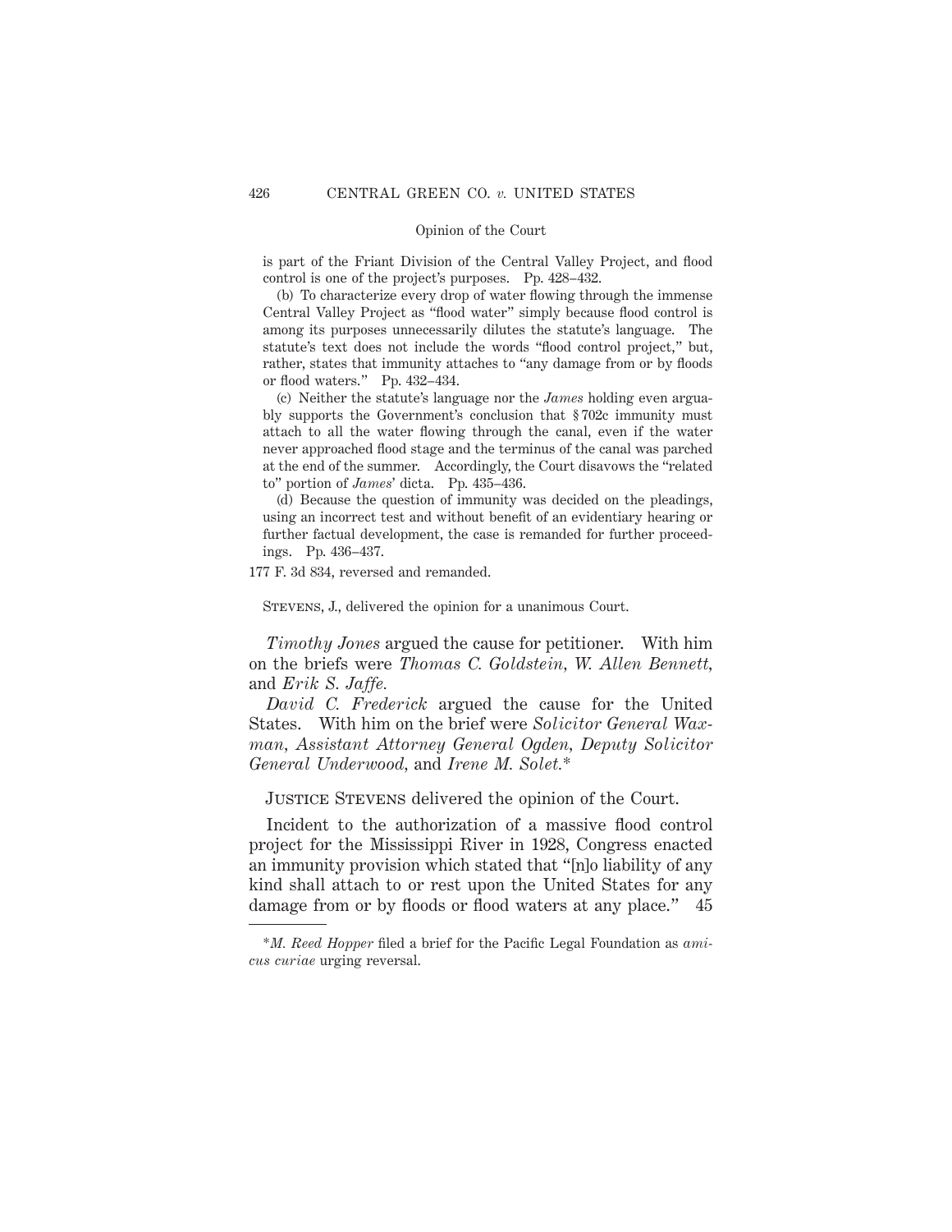is part of the Friant Division of the Central Valley Project, and flood control is one of the project's purposes. Pp. 428–432.

(b) To characterize every drop of water flowing through the immense Central Valley Project as "flood water" simply because flood control is among its purposes unnecessarily dilutes the statute's language. The statute's text does not include the words "flood control project," but, rather, states that immunity attaches to "any damage from or by floods or flood waters." Pp. 432–434.

(c) Neither the statute's language nor the *James* holding even arguably supports the Government's conclusion that § 702c immunity must attach to all the water flowing through the canal, even if the water never approached flood stage and the terminus of the canal was parched at the end of the summer. Accordingly, the Court disavows the "related to" portion of *James*' dicta. Pp. 435–436.

(d) Because the question of immunity was decided on the pleadings, using an incorrect test and without benefit of an evidentiary hearing or further factual development, the case is remanded for further proceedings. Pp. 436–437.

177 F. 3d 834, reversed and remanded.

Stevens, J., delivered the opinion for a unanimous Court.

*Timothy Jones* argued the cause for petitioner. With him on the briefs were *Thomas C. Goldstein*, *W. Allen Bennett*, and *Erik S. Jaffe*.

*David C. Frederick* argued the cause for the United States. With him on the brief were *Solicitor General Waxman*, *Assistant Attorney General Ogden*, *Deputy Solicitor General Underwood*, and *Irene M. Solet*.*

Justice Stevens delivered the opinion of the Court.

Incident to the authorization of a massive flood control project for the Mississippi River in 1928, Congress enacted an immunity provision which stated that "[n]o liability of any kind shall attach to or rest upon the United States for any damage from or by floods or flood waters at any place." 45

---

*M. Reed Hopper* filed a brief for the Pacific Legal Foundation as *amicus curiae* urging reversal.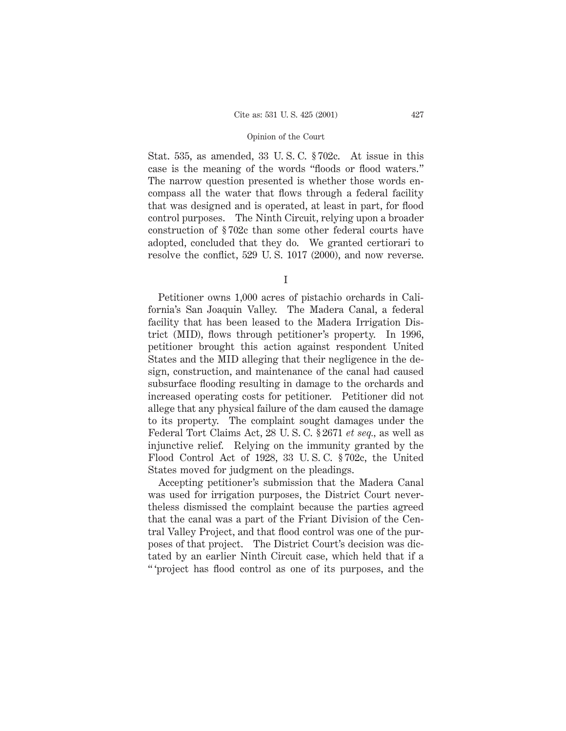Stat. 535, as amended, 33 U. S. C. § 702c. At issue in this case is the meaning of the words "floods or flood waters." The narrow question presented is whether those words encompass all the water that flows through a federal facility that was designed and is operated, at least in part, for flood control purposes. The Ninth Circuit, relying upon a broader construction of § 702c than some other federal courts have adopted, concluded that they do. We granted certiorari to resolve the conflict, 529 U. S. 1017 (2000), and now reverse.

I

Petitioner owns 1,000 acres of pistachio orchards in California's San Joaquin Valley. The Madera Canal, a federal facility that has been leased to the Madera Irrigation District (MID), flows through petitioner's property. In 1996, petitioner brought this action against respondent United States and the MID alleging that their negligence in the design, construction, and maintenance of the canal had caused subsurface flooding resulting in damage to the orchards and increased operating costs for petitioner. Petitioner did not allege that any physical failure of the dam caused the damage to its property. The complaint sought damages under the Federal Tort Claims Act, 28 U. S. C. § 2671 *et seq.*, as well as injunctive relief. Relying on the immunity granted by the Flood Control Act of 1928, 33 U. S. C. § 702c, the United States moved for judgment on the pleadings.

Accepting petitioner's submission that the Madera Canal was used for irrigation purposes, the District Court nevertheless dismissed the complaint because the parties agreed that the canal was a part of the Friant Division of the Central Valley Project, and that flood control was one of the purposes of that project. The District Court's decision was dictated by an earlier Ninth Circuit case, which held that if a "'project has flood control as one of its purposes, and the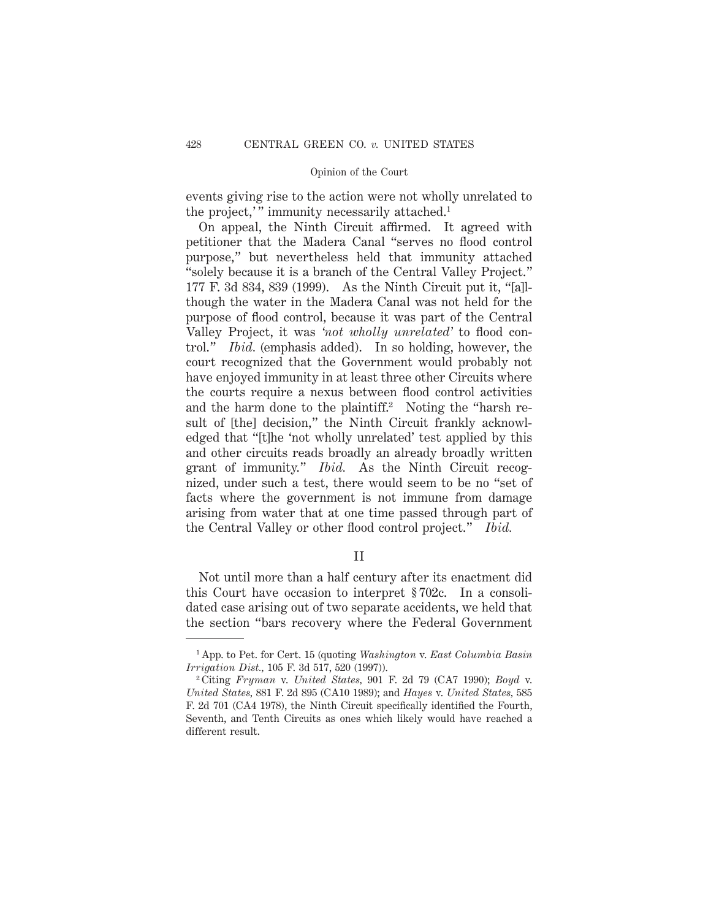events giving rise to the action were not wholly unrelated to the project,'" immunity necessarily attached.[1]

On appeal, the Ninth Circuit affirmed. It agreed with petitioner that the Madera Canal "serves no flood control purpose," but nevertheless held that immunity attached "solely because it is a branch of the Central Valley Project." 177 F. 3d 834, 839 (1999). As the Ninth Circuit put it, "[a]lthough the water in the Madera Canal was not held for the purpose of flood control, because it was part of the Central Valley Project, it was *'not wholly unrelated'* to flood control." *Ibid.* (emphasis added). In so holding, however, the court recognized that the Government would probably not have enjoyed immunity in at least three other Circuits where the courts require a nexus between flood control activities and the harm done to the plaintiff.[2] Noting the "harsh result of [the] decision," the Ninth Circuit frankly acknowledged that "[t]he 'not wholly unrelated' test applied by this and other circuits reads broadly an already broadly written grant of immunity." *Ibid.* As the Ninth Circuit recognized, under such a test, there would seem to be no "set of facts where the government is not immune from damage arising from water that at one time passed through part of the Central Valley or other flood control project." *Ibid.*

## II

Not until more than a half century after its enactment did this Court have occasion to interpret § 702c. In a consolidated case arising out of two separate accidents, we held that the section "bars recovery where the Federal Government

---

[1] App. to Pet. for Cert. 15 (quoting *Washington* v. *East Columbia Basin Irrigation Dist.*, 105 F. 3d 517, 520 (1997)).

[2] Citing *Fryman* v. *United States*, 901 F. 2d 79 (CA7 1990); *Boyd* v. *United States*, 881 F. 2d 895 (CA10 1989); and *Hayes* v. *United States*, 585 F. 2d 701 (CA4 1978), the Ninth Circuit specifically identified the Fourth, Seventh, and Tenth Circuits as ones which likely would have reached a different result.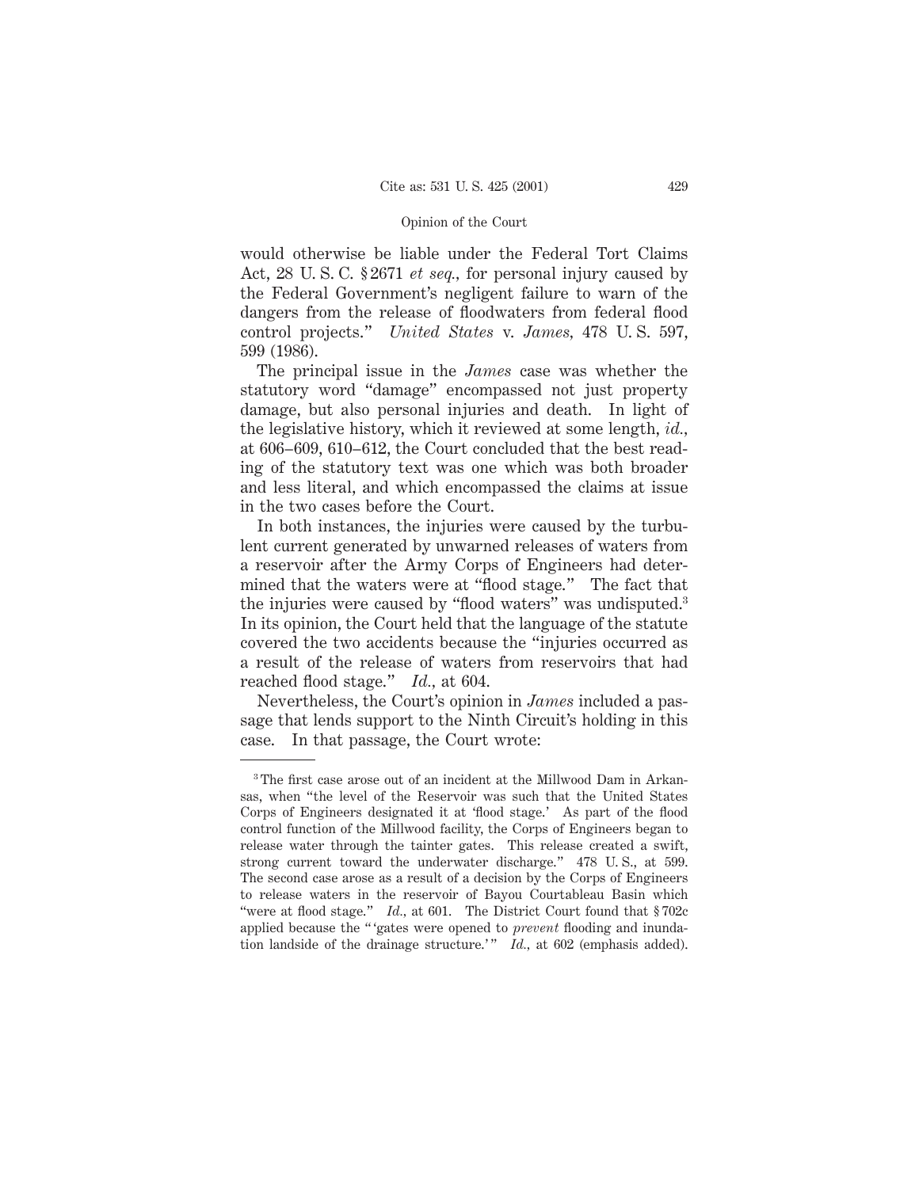would otherwise be liable under the Federal Tort Claims Act, 28 U. S. C. § 2671 *et seq.*, for personal injury caused by the Federal Government's negligent failure to warn of the dangers from the release of floodwaters from federal flood control projects." *United States* v. *James*, 478 U. S. 597, 599 (1986).

The principal issue in the *James* case was whether the statutory word "damage" encompassed not just property damage, but also personal injuries and death. In light of the legislative history, which it reviewed at some length, *id.*, at 606–609, 610–612, the Court concluded that the best reading of the statutory text was one which was both broader and less literal, and which encompassed the claims at issue in the two cases before the Court.

In both instances, the injuries were caused by the turbulent current generated by unwarned releases of waters from a reservoir after the Army Corps of Engineers had determined that the waters were at "flood stage." The fact that the injuries were caused by "flood waters" was undisputed.[3] In its opinion, the Court held that the language of the statute covered the two accidents because the "injuries occurred as a result of the release of waters from reservoirs that had reached flood stage." *Id.*, at 604.

Nevertheless, the Court's opinion in *James* included a passage that lends support to the Ninth Circuit's holding in this case. In that passage, the Court wrote:

---

[3] The first case arose out of an incident at the Millwood Dam in Arkansas, when "the level of the Reservoir was such that the United States Corps of Engineers designated it at 'flood stage.' As part of the flood control function of the Millwood facility, the Corps of Engineers began to release water through the tainter gates. This release created a swift, strong current toward the underwater discharge." 478 U. S., at 599. The second case arose as a result of a decision by the Corps of Engineers to release waters in the reservoir of Bayou Courtableau Basin which "were at flood stage." *Id.*, at 601. The District Court found that § 702c applied because the " 'gates were opened to *prevent* flooding and inundation landside of the drainage structure.' " *Id.*, at 602 (emphasis added).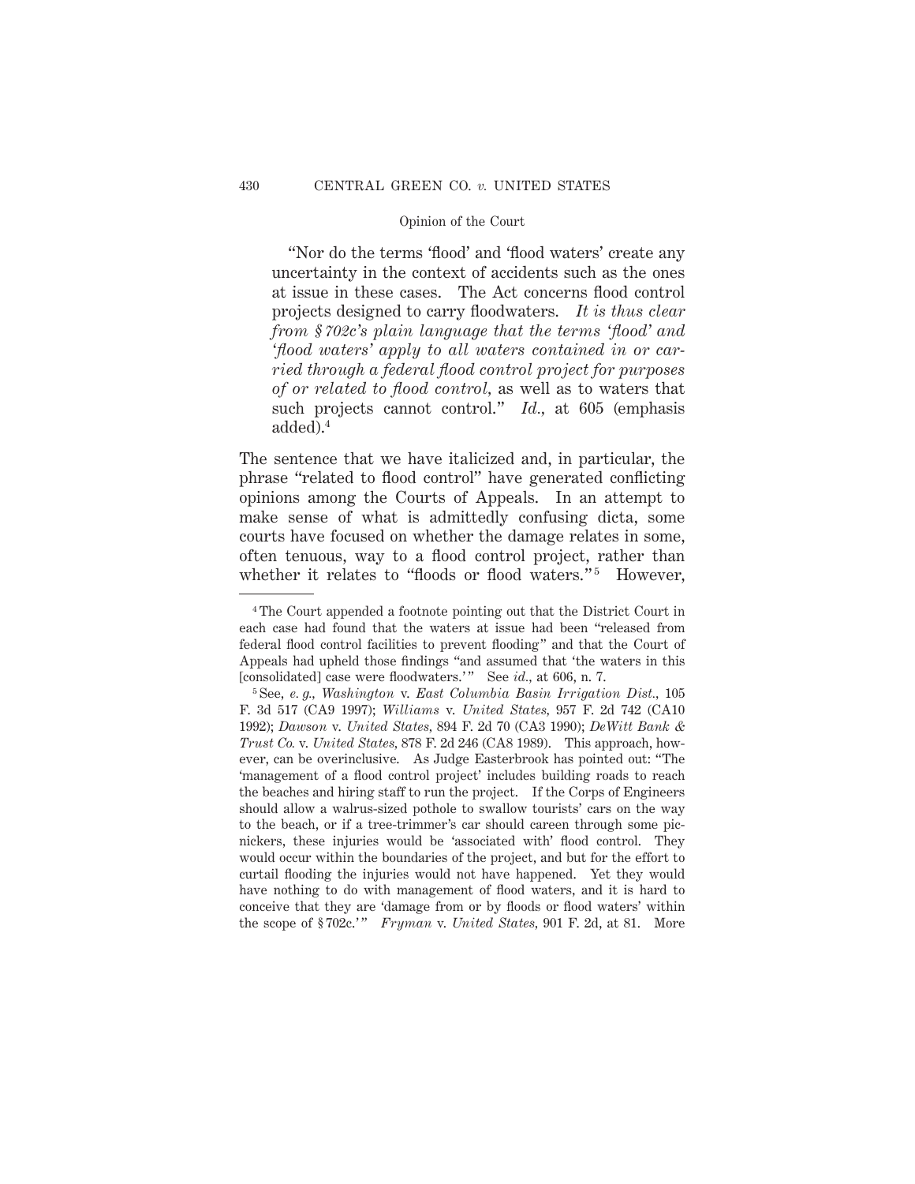> "Nor do the terms 'flood' and 'flood waters' create any uncertainty in the context of accidents such as the ones at issue in these cases. The Act concerns flood control projects designed to carry floodwaters. *It is thus clear from § 702c's plain language that the terms 'flood' and 'flood waters' apply to all waters contained in or carried through a federal flood control project for purposes of or related to flood control*, as well as to waters that such projects cannot control." *Id.*, at 605 (emphasis added).[4]

The sentence that we have italicized and, in particular, the phrase "related to flood control" have generated conflicting opinions among the Courts of Appeals. In an attempt to make sense of what is admittedly confusing dicta, some courts have focused on whether the damage relates in some, often tenuous, way to a flood control project, rather than whether it relates to "floods or flood waters."[5] However,

---

[4] The Court appended a footnote pointing out that the District Court in each case had found that the waters at issue had been "released from federal flood control facilities to prevent flooding" and that the Court of Appeals had upheld those findings "and assumed that 'the waters in this [consolidated] case were floodwaters.'" See *id.*, at 606, n. 7.

[5] See, *e. g., Washington* v. *East Columbia Basin Irrigation Dist.*, 105 F. 3d 517 (CA9 1997); *Williams* v. *United States,* 957 F. 2d 742 (CA10 1992); *Dawson* v. *United States*, 894 F. 2d 70 (CA3 1990); *DeWitt Bank & Trust Co.* v. *United States,* 878 F. 2d 246 (CA8 1989). This approach, however, can be overinclusive. As Judge Easterbrook has pointed out: "The 'management of a flood control project' includes building roads to reach the beaches and hiring staff to run the project. If the Corps of Engineers should allow a walrus-sized pothole to swallow tourists' cars on the way to the beach, or if a tree-trimmer's car should careen through some picnickers, these injuries would be 'associated with' flood control. They would occur within the boundaries of the project, and but for the effort to curtail flooding the injuries would not have happened. Yet they would have nothing to do with management of flood waters, and it is hard to conceive that they are 'damage from or by floods or flood waters' within the scope of § 702c.'" *Fryman* v. *United States*, 901 F. 2d, at 81. More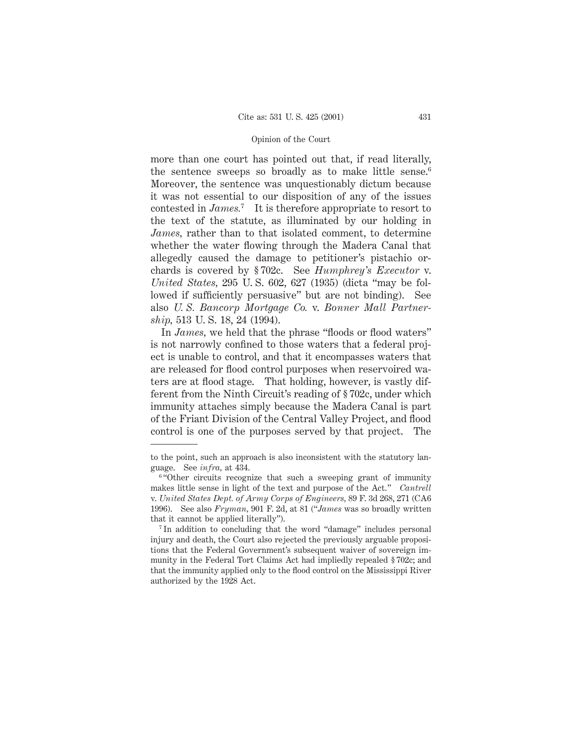more than one court has pointed out that, if read literally, the sentence sweeps so broadly as to make little sense.[6] Moreover, the sentence was unquestionably dictum because it was not essential to our disposition of any of the issues contested in *James.*[7] It is therefore appropriate to resort to the text of the statute, as illuminated by our holding in *James,* rather than to that isolated comment, to determine whether the water flowing through the Madera Canal that allegedly caused the damage to petitioner's pistachio orchards is covered by § 702c. See *Humphrey's Executor* v. *United States,* 295 U. S. 602, 627 (1935) (dicta "may be followed if sufficiently persuasive" but are not binding). See also *U. S. Bancorp Mortgage Co.* v. *Bonner Mall Partnership,* 513 U. S. 18, 24 (1994).

In *James,* we held that the phrase "floods or flood waters" is not narrowly confined to those waters that a federal project is unable to control, and that it encompasses waters that are released for flood control purposes when reservoired waters are at flood stage. That holding, however, is vastly different from the Ninth Circuit's reading of § 702c, under which immunity attaches simply because the Madera Canal is part of the Friant Division of the Central Valley Project, and flood control is one of the purposes served by that project. The

---

to the point, such an approach is also inconsistent with the statutory language. See *infra,* at 434.

[6] "Other circuits recognize that such a sweeping grant of immunity makes little sense in light of the text and purpose of the Act." *Cantrell* v. *United States Dept. of Army Corps of Engineers,* 89 F. 3d 268, 271 (CA6 1996). See also *Fryman,* 901 F. 2d, at 81 ("*James* was so broadly written that it cannot be applied literally").

[7] In addition to concluding that the word "damage" includes personal injury and death, the Court also rejected the previously arguable propositions that the Federal Government's subsequent waiver of sovereign immunity in the Federal Tort Claims Act had impliedly repealed § 702c; and that the immunity applied only to the flood control on the Mississippi River authorized by the 1928 Act.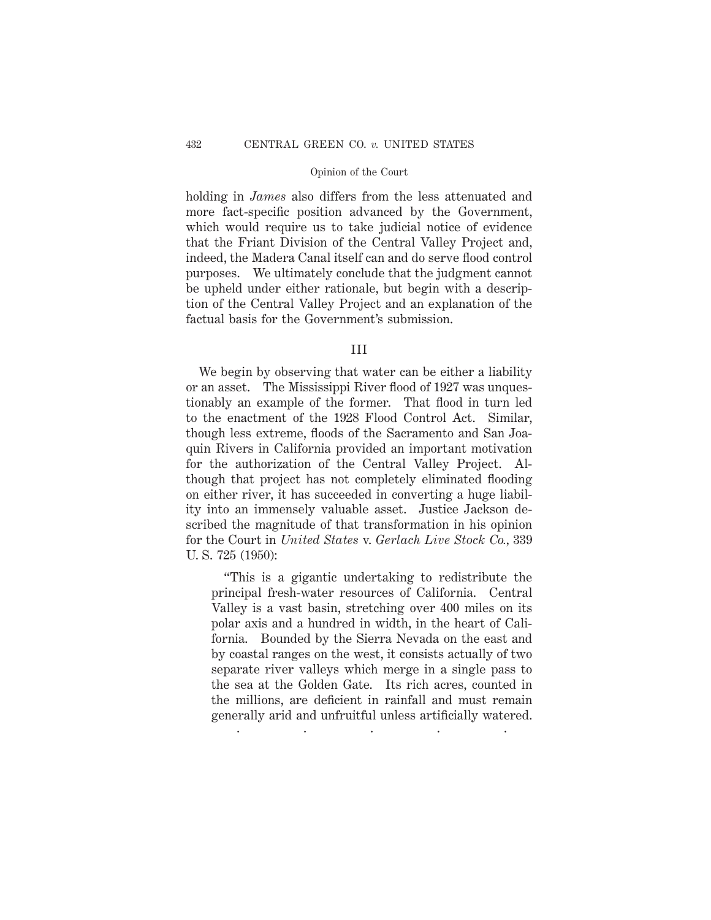holding in *James* also differs from the less attenuated and more fact-specific position advanced by the Government, which would require us to take judicial notice of evidence that the Friant Division of the Central Valley Project and, indeed, the Madera Canal itself can and do serve flood control purposes. We ultimately conclude that the judgment cannot be upheld under either rationale, but begin with a description of the Central Valley Project and an explanation of the factual basis for the Government's submission.

## III

We begin by observing that water can be either a liability or an asset. The Mississippi River flood of 1927 was unquestionably an example of the former. That flood in turn led to the enactment of the 1928 Flood Control Act. Similar, though less extreme, floods of the Sacramento and San Joaquin Rivers in California provided an important motivation for the authorization of the Central Valley Project. Although that project has not completely eliminated flooding on either river, it has succeeded in converting a huge liability into an immensely valuable asset. Justice Jackson described the magnitude of that transformation in his opinion for the Court in *United States* v. *Gerlach Live Stock Co.*, 339 U. S. 725 (1950):

> "This is a gigantic undertaking to redistribute the principal fresh-water resources of California. Central Valley is a vast basin, stretching over 400 miles on its polar axis and a hundred in width, in the heart of California. Bounded by the Sierra Nevada on the east and by coastal ranges on the west, it consists actually of two separate river valleys which merge in a single pass to the sea at the Golden Gate. Its rich acres, counted in the millions, are deficient in rainfall and must remain generally arid and unfruitful unless artificially watered.
>
> . . . . .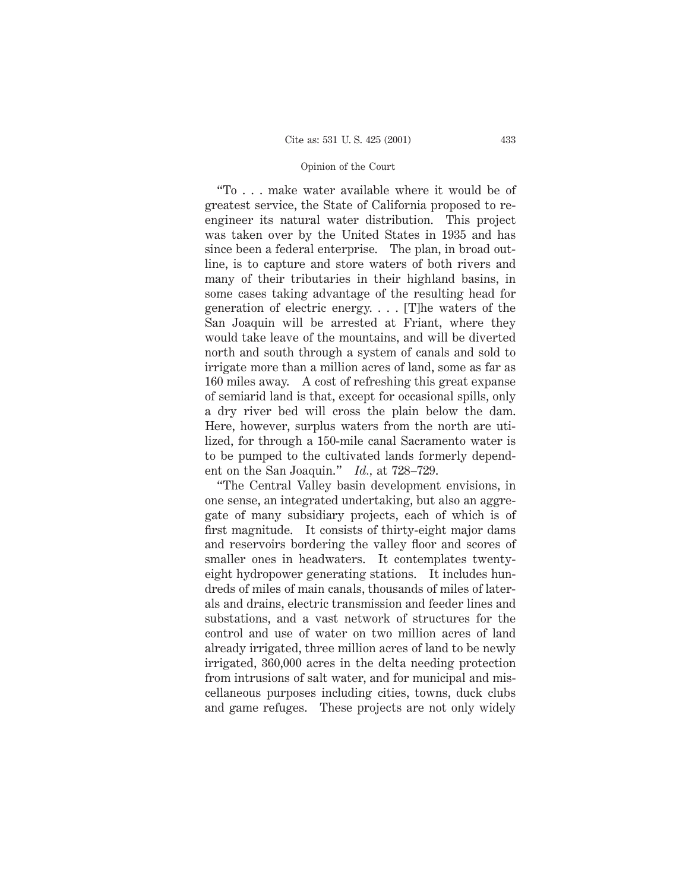"To . . . make water available where it would be of greatest service, the State of California proposed to re-engineer its natural water distribution. This project was taken over by the United States in 1935 and has since been a federal enterprise. The plan, in broad outline, is to capture and store waters of both rivers and many of their tributaries in their highland basins, in some cases taking advantage of the resulting head for generation of electric energy. . . . [T]he waters of the San Joaquin will be arrested at Friant, where they would take leave of the mountains, and will be diverted north and south through a system of canals and sold to irrigate more than a million acres of land, some as far as 160 miles away. A cost of refreshing this great expanse of semiarid land is that, except for occasional spills, only a dry river bed will cross the plain below the dam. Here, however, surplus waters from the north are utilized, for through a 150-mile canal Sacramento water is to be pumped to the cultivated lands formerly dependent on the San Joaquin." *Id.*, at 728–729.

"The Central Valley basin development envisions, in one sense, an integrated undertaking, but also an aggregate of many subsidiary projects, each of which is of first magnitude. It consists of thirty-eight major dams and reservoirs bordering the valley floor and scores of smaller ones in headwaters. It contemplates twenty-eight hydropower generating stations. It includes hundreds of miles of main canals, thousands of miles of laterals and drains, electric transmission and feeder lines and substations, and a vast network of structures for the control and use of water on two million acres of land already irrigated, three million acres of land to be newly irrigated, 360,000 acres in the delta needing protection from intrusions of salt water, and for municipal and miscellaneous purposes including cities, towns, duck clubs and game refuges. These projects are not only widely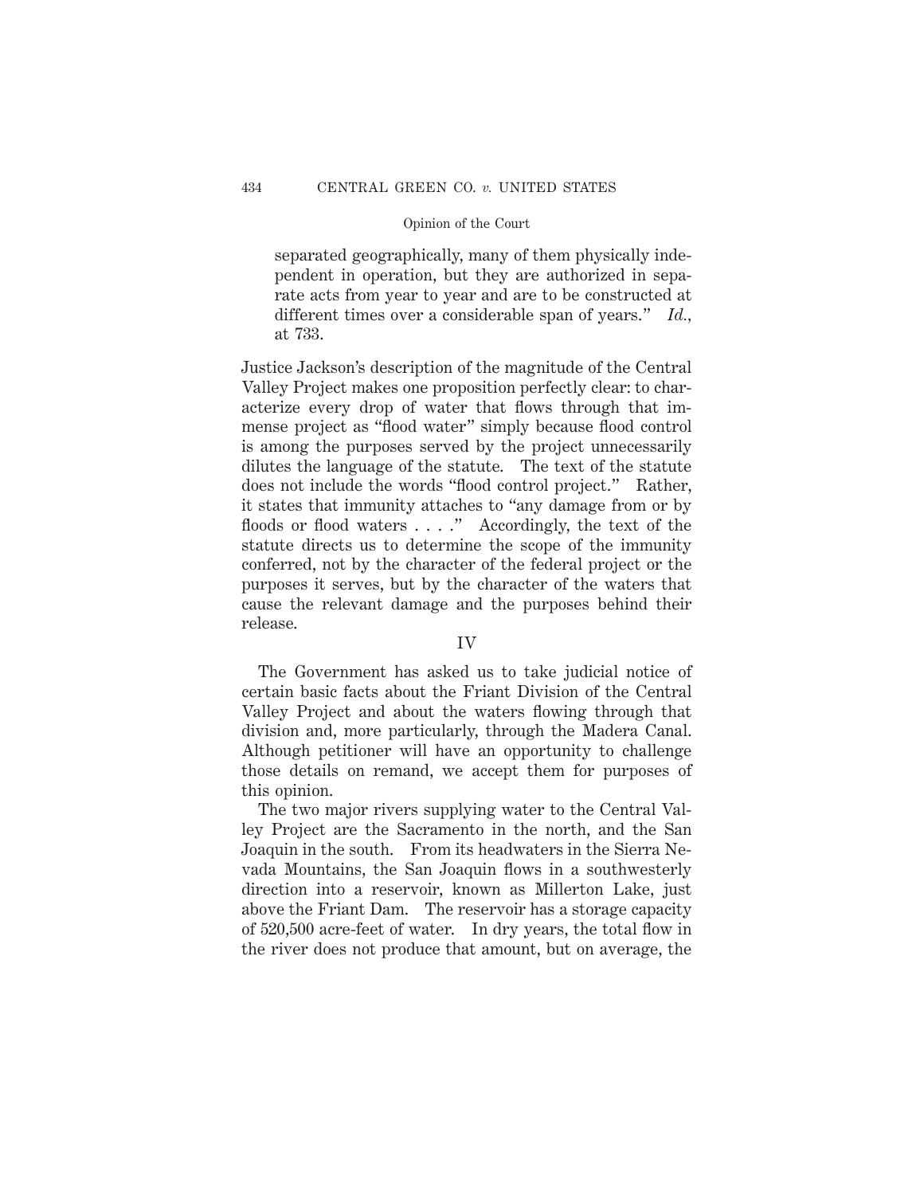> separated geographically, many of them physically independent in operation, but they are authorized in separate acts from year to year and are to be constructed at different times over a considerable span of years." *Id.*, at 733.

Justice Jackson's description of the magnitude of the Central Valley Project makes one proposition perfectly clear: to characterize every drop of water that flows through that immense project as "flood water" simply because flood control is among the purposes served by the project unnecessarily dilutes the language of the statute. The text of the statute does not include the words "flood control project." Rather, it states that immunity attaches to "any damage from or by floods or flood waters . . . ." Accordingly, the text of the statute directs us to determine the scope of the immunity conferred, not by the character of the federal project or the purposes it serves, but by the character of the waters that cause the relevant damage and the purposes behind their release.

## IV

The Government has asked us to take judicial notice of certain basic facts about the Friant Division of the Central Valley Project and about the waters flowing through that division and, more particularly, through the Madera Canal. Although petitioner will have an opportunity to challenge those details on remand, we accept them for purposes of this opinion.

The two major rivers supplying water to the Central Valley Project are the Sacramento in the north, and the San Joaquin in the south. From its headwaters in the Sierra Nevada Mountains, the San Joaquin flows in a southwesterly direction into a reservoir, known as Millerton Lake, just above the Friant Dam. The reservoir has a storage capacity of 520,500 acre-feet of water. In dry years, the total flow in the river does not produce that amount, but on average, the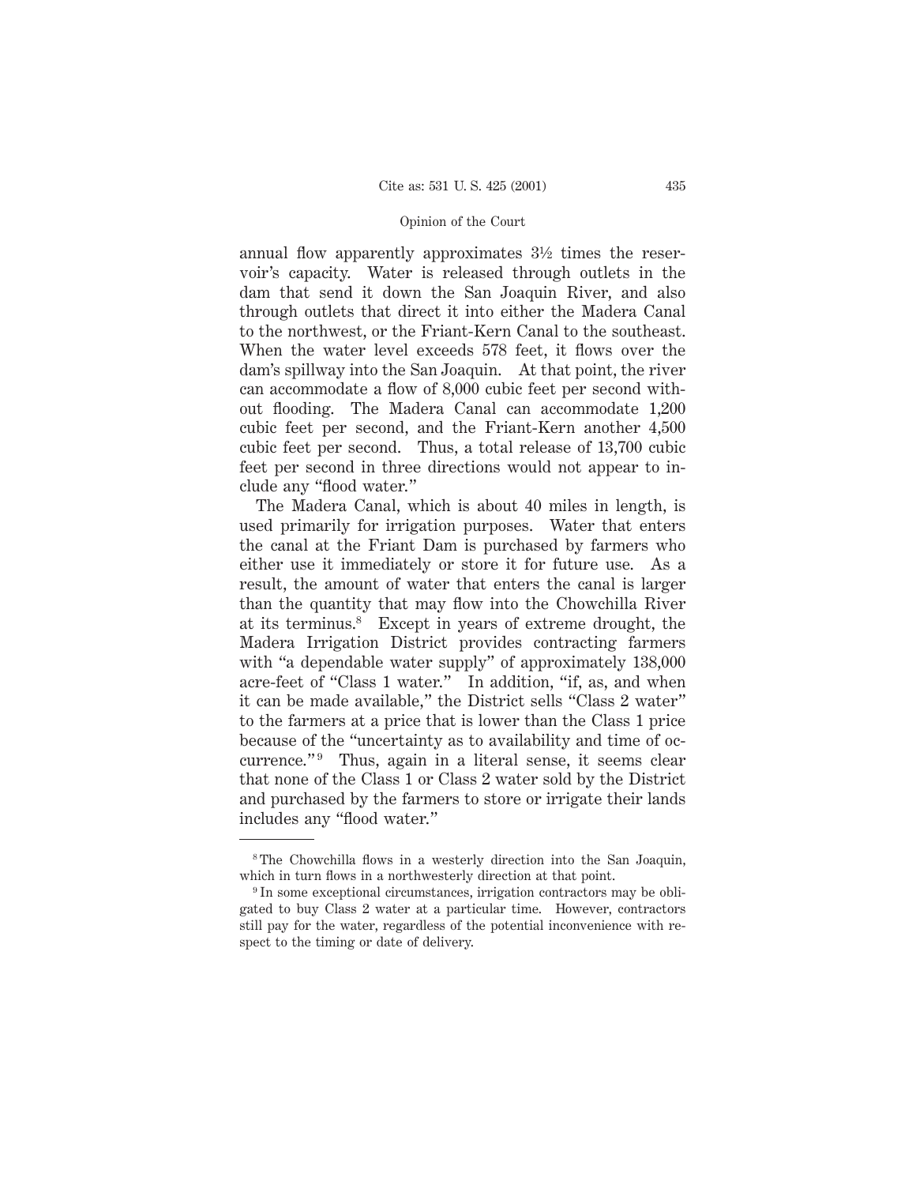annual flow apparently approximates 3½ times the reservoir's capacity. Water is released through outlets in the dam that send it down the San Joaquin River, and also through outlets that direct it into either the Madera Canal to the northwest, or the Friant-Kern Canal to the southeast. When the water level exceeds 578 feet, it flows over the dam's spillway into the San Joaquin. At that point, the river can accommodate a flow of 8,000 cubic feet per second without flooding. The Madera Canal can accommodate 1,200 cubic feet per second, and the Friant-Kern another 4,500 cubic feet per second. Thus, a total release of 13,700 cubic feet per second in three directions would not appear to include any "flood water."

The Madera Canal, which is about 40 miles in length, is used primarily for irrigation purposes. Water that enters the canal at the Friant Dam is purchased by farmers who either use it immediately or store it for future use. As a result, the amount of water that enters the canal is larger than the quantity that may flow into the Chowchilla River at its terminus.[8] Except in years of extreme drought, the Madera Irrigation District provides contracting farmers with "a dependable water supply" of approximately 138,000 acre-feet of "Class 1 water." In addition, "if, as, and when it can be made available," the District sells "Class 2 water" to the farmers at a price that is lower than the Class 1 price because of the "uncertainty as to availability and time of occurrence."[9] Thus, again in a literal sense, it seems clear that none of the Class 1 or Class 2 water sold by the District and purchased by the farmers to store or irrigate their lands includes any "flood water."

---

[8] The Chowchilla flows in a westerly direction into the San Joaquin, which in turn flows in a northwesterly direction at that point.

[9] In some exceptional circumstances, irrigation contractors may be obligated to buy Class 2 water at a particular time. However, contractors still pay for the water, regardless of the potential inconvenience with respect to the timing or date of delivery.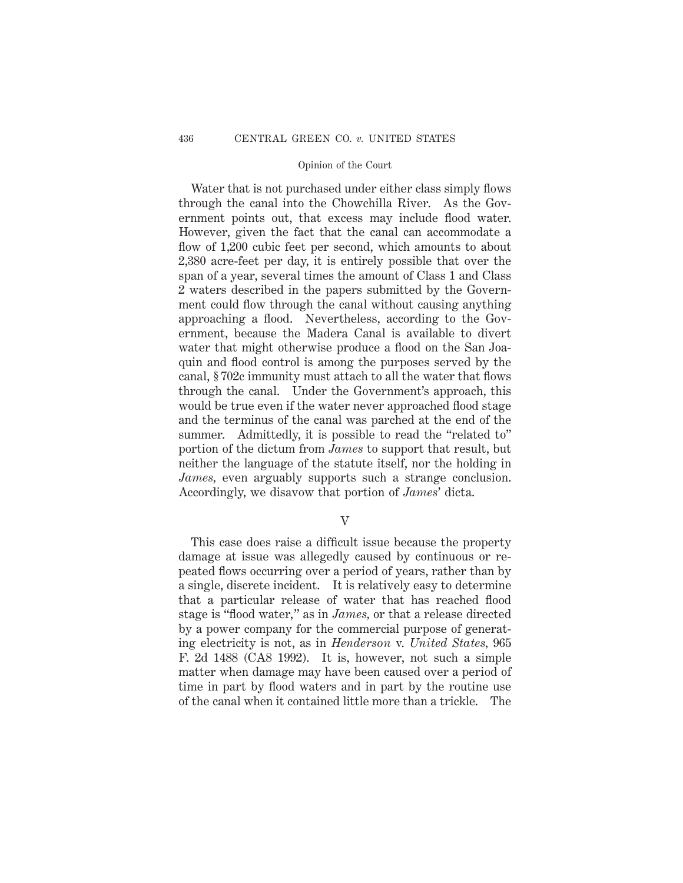Water that is not purchased under either class simply flows through the canal into the Chowchilla River. As the Government points out, that excess may include flood water. However, given the fact that the canal can accommodate a flow of 1,200 cubic feet per second, which amounts to about 2,380 acre-feet per day, it is entirely possible that over the span of a year, several times the amount of Class 1 and Class 2 waters described in the papers submitted by the Government could flow through the canal without causing anything approaching a flood. Nevertheless, according to the Government, because the Madera Canal is available to divert water that might otherwise produce a flood on the San Joaquin and flood control is among the purposes served by the canal, § 702c immunity must attach to all the water that flows through the canal. Under the Government's approach, this would be true even if the water never approached flood stage and the terminus of the canal was parched at the end of the summer. Admittedly, it is possible to read the "related to" portion of the dictum from *James* to support that result, but neither the language of the statute itself, nor the holding in *James,* even arguably supports such a strange conclusion. Accordingly, we disavow that portion of *James*' dicta.

## V

This case does raise a difficult issue because the property damage at issue was allegedly caused by continuous or repeated flows occurring over a period of years, rather than by a single, discrete incident. It is relatively easy to determine that a particular release of water that has reached flood stage is "flood water," as in *James,* or that a release directed by a power company for the commercial purpose of generating electricity is not, as in *Henderson* v. *United States,* 965 F. 2d 1488 (CA8 1992). It is, however, not such a simple matter when damage may have been caused over a period of time in part by flood waters and in part by the routine use of the canal when it contained little more than a trickle. The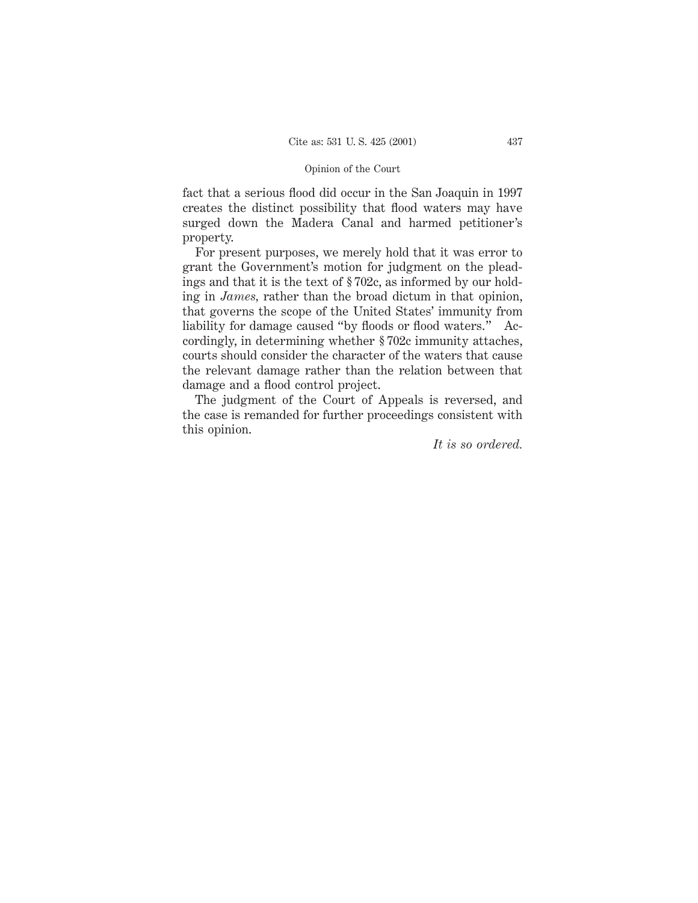fact that a serious flood did occur in the San Joaquin in 1997 creates the distinct possibility that flood waters may have surged down the Madera Canal and harmed petitioner's property.

For present purposes, we merely hold that it was error to grant the Government's motion for judgment on the pleadings and that it is the text of § 702c, as informed by our holding in *James*, rather than the broad dictum in that opinion, that governs the scope of the United States' immunity from liability for damage caused "by floods or flood waters." Accordingly, in determining whether § 702c immunity attaches, courts should consider the character of the waters that cause the relevant damage rather than the relation between that damage and a flood control project.

The judgment of the Court of Appeals is reversed, and the case is remanded for further proceedings consistent with this opinion.

*It is so ordered.*